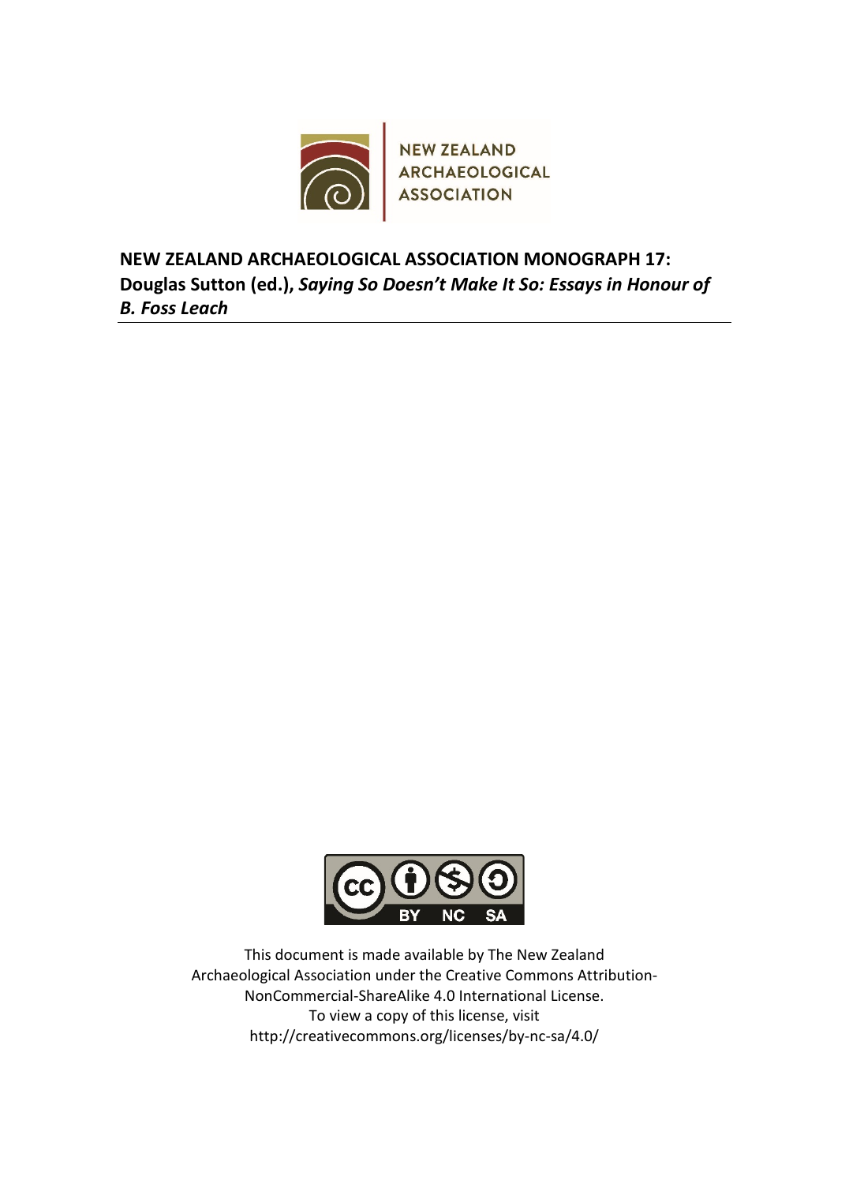NEW ZEALAND
ARCHAEOLOGICAL
ASSOCIATION

**NEW ZEALAND ARCHAEOLOGICAL ASSOCIATION MONOGRAPH 17: Douglas Sutton (ed.),** ***Saying So Doesn't Make It So: Essays in Honour of B. Foss Leach***

---

This document is made available by The New Zealand Archaeological Association under the Creative Commons Attribution-NonCommercial-ShareAlike 4.0 International License.
To view a copy of this license, visit
http://creativecommons.org/licenses/by-nc-sa/4.0/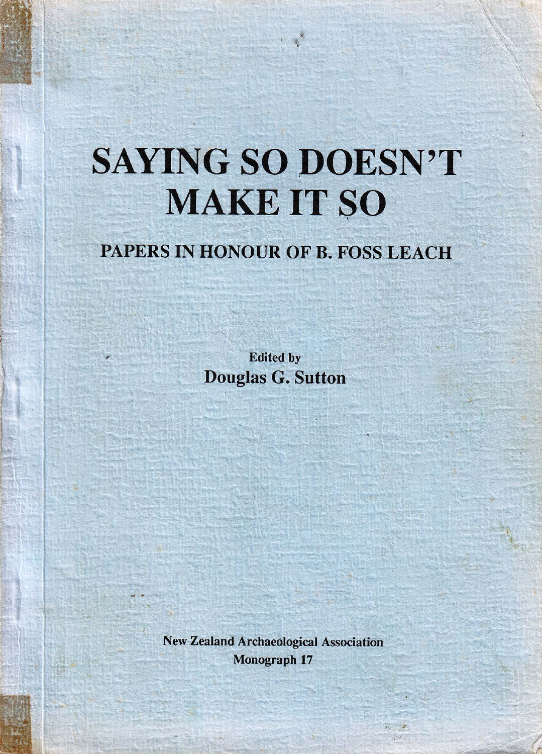# SAYING SO DOESN'T MAKE IT SO

## PAPERS IN HONOUR OF B. FOSS LEACH

Edited by

**Douglas G. Sutton**

New Zealand Archaeological Association

Monograph 17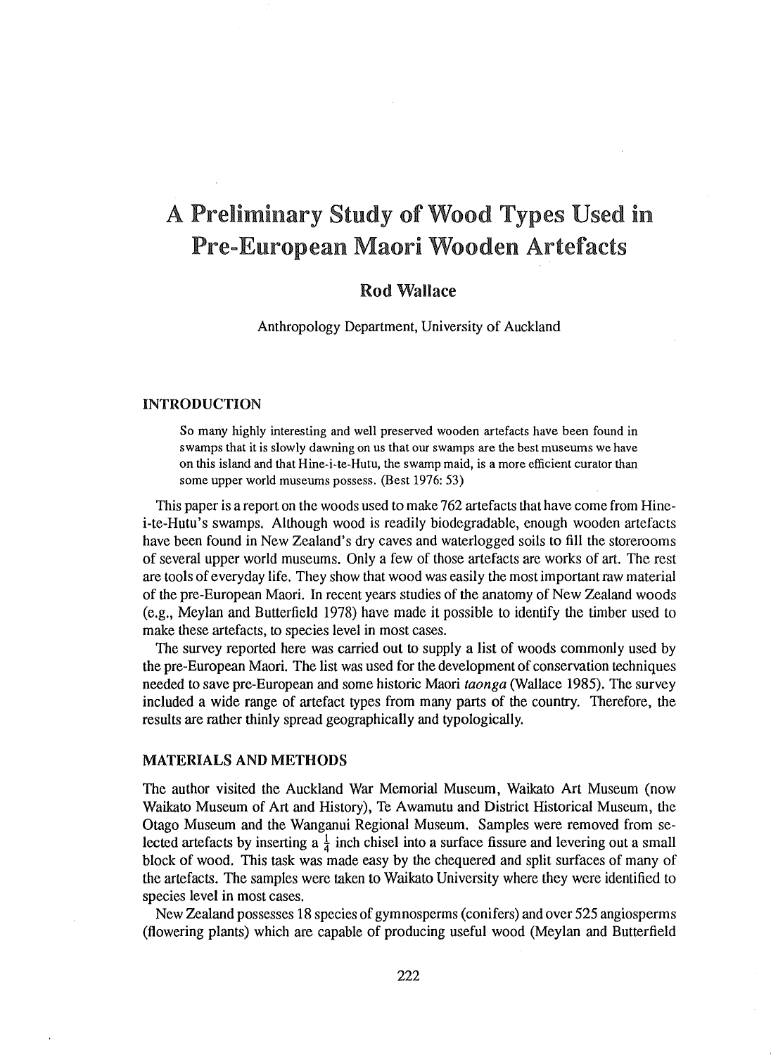# A Preliminary Study of Wood Types Used in Pre-European Maori Wooden Artefacts

**Rod Wallace**

Anthropology Department, University of Auckland

## INTRODUCTION

> So many highly interesting and well preserved wooden artefacts have been found in swamps that it is slowly dawning on us that our swamps are the best museums we have on this island and that Hine-i-te-Hutu, the swamp maid, is a more efficient curator than some upper world museums possess. (Best 1976: 53)

This paper is a report on the woods used to make 762 artefacts that have come from Hine-i-te-Hutu's swamps. Although wood is readily biodegradable, enough wooden artefacts have been found in New Zealand's dry caves and waterlogged soils to fill the storerooms of several upper world museums. Only a few of those artefacts are works of art. The rest are tools of everyday life. They show that wood was easily the most important raw material of the pre-European Maori. In recent years studies of the anatomy of New Zealand woods (e.g., Meylan and Butterfield 1978) have made it possible to identify the timber used to make these artefacts, to species level in most cases.

The survey reported here was carried out to supply a list of woods commonly used by the pre-European Maori. The list was used for the development of conservation techniques needed to save pre-European and some historic Maori *taonga* (Wallace 1985). The survey included a wide range of artefact types from many parts of the country. Therefore, the results are rather thinly spread geographically and typologically.

## MATERIALS AND METHODS

The author visited the Auckland War Memorial Museum, Waikato Art Museum (now Waikato Museum of Art and History), Te Awamutu and District Historical Museum, the Otago Museum and the Wanganui Regional Museum. Samples were removed from selected artefacts by inserting a $\frac{1}{4}$ inch chisel into a surface fissure and levering out a small block of wood. This task was made easy by the chequered and split surfaces of many of the artefacts. The samples were taken to Waikato University where they were identified to species level in most cases.

New Zealand possesses 18 species of gymnosperms (conifers) and over 525 angiosperms (flowering plants) which are capable of producing useful wood (Meylan and Butterfield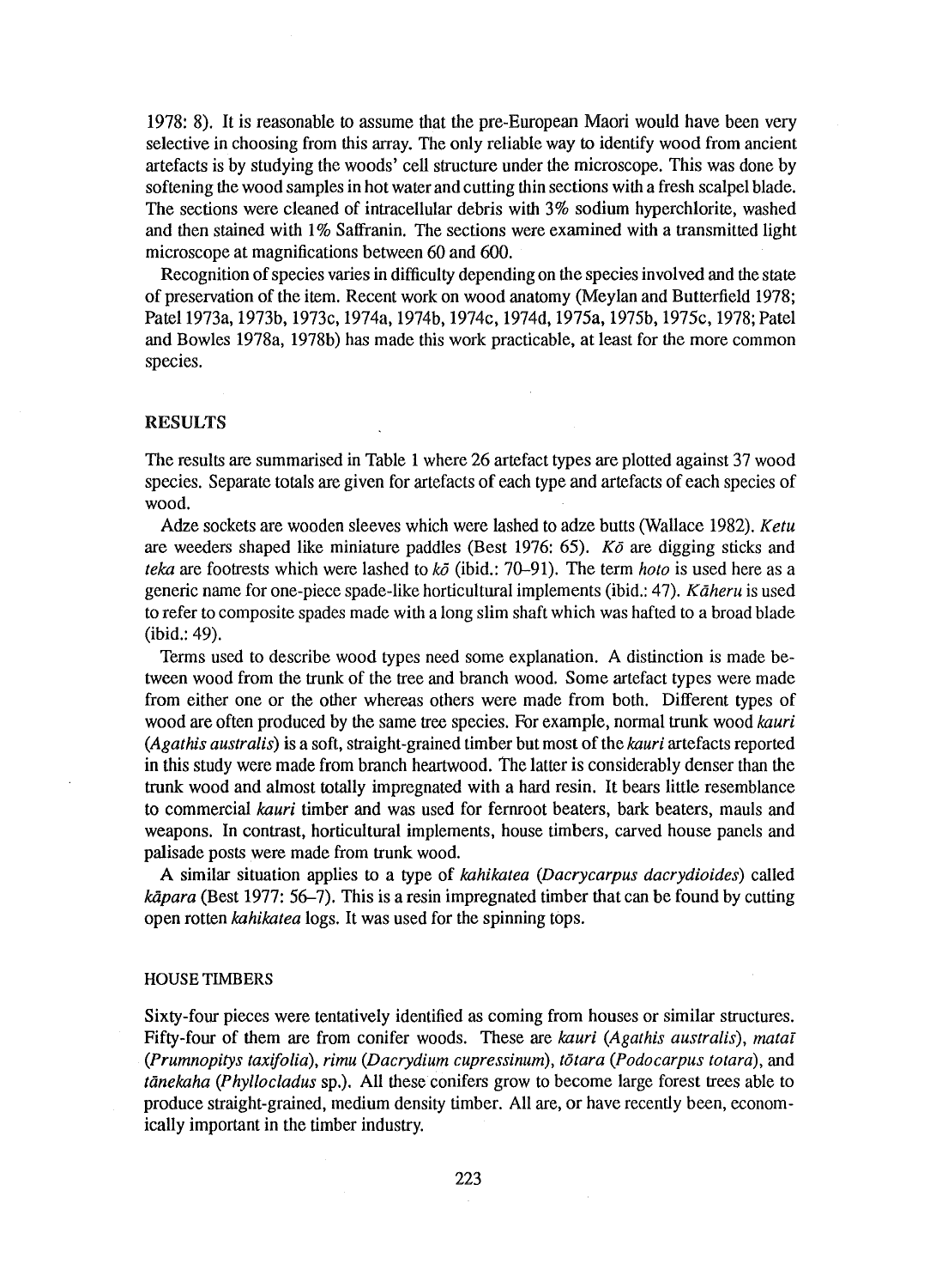1978: 8). It is reasonable to assume that the pre-European Maori would have been very selective in choosing from this array. The only reliable way to identify wood from ancient artefacts is by studying the woods' cell structure under the microscope. This was done by softening the wood samples in hot water and cutting thin sections with a fresh scalpel blade. The sections were cleaned of intracellular debris with 3% sodium hyperchlorite, washed and then stained with 1% Saffranin. The sections were examined with a transmitted light microscope at magnifications between 60 and 600.

Recognition of species varies in difficulty depending on the species involved and the state of preservation of the item. Recent work on wood anatomy (Meylan and Butterfield 1978; Patel 1973a, 1973b, 1973c, 1974a, 1974b, 1974c, 1974d, 1975a, 1975b, 1975c, 1978; Patel and Bowles 1978a, 1978b) has made this work practicable, at least for the more common species.

## RESULTS

The results are summarised in Table 1 where 26 artefact types are plotted against 37 wood species. Separate totals are given for artefacts of each type and artefacts of each species of wood.

Adze sockets are wooden sleeves which were lashed to adze butts (Wallace 1982). *Ketu* are weeders shaped like miniature paddles (Best 1976: 65). *Kō* are digging sticks and *teka* are footrests which were lashed to *kō* (ibid.: 70–91). The term *hoto* is used here as a generic name for one-piece spade-like horticultural implements (ibid.: 47). *Kāheru* is used to refer to composite spades made with a long slim shaft which was hafted to a broad blade (ibid.: 49).

Terms used to describe wood types need some explanation. A distinction is made between wood from the trunk of the tree and branch wood. Some artefact types were made from either one or the other whereas others were made from both. Different types of wood are often produced by the same tree species. For example, normal trunk wood *kauri* (*Agathis australis*) is a soft, straight-grained timber but most of the *kauri* artefacts reported in this study were made from branch heartwood. The latter is considerably denser than the trunk wood and almost totally impregnated with a hard resin. It bears little resemblance to commercial *kauri* timber and was used for fernroot beaters, bark beaters, mauls and weapons. In contrast, horticultural implements, house timbers, carved house panels and palisade posts were made from trunk wood.

A similar situation applies to a type of *kahikatea* (*Dacrycarpus dacrydioides*) called *kāpara* (Best 1977: 56–7). This is a resin impregnated timber that can be found by cutting open rotten *kahikatea* logs. It was used for the spinning tops.

### HOUSE TIMBERS

Sixty-four pieces were tentatively identified as coming from houses or similar structures. Fifty-four of them are from conifer woods. These are *kauri* (*Agathis australis*), *mataī* (*Prumnopitys taxifolia*), *rimu* (*Dacrydium cupressinum*), *tōtara* (*Podocarpus totara*), and *tānekaha* (*Phyllocladus* sp.). All these conifers grow to become large forest trees able to produce straight-grained, medium density timber. All are, or have recently been, economically important in the timber industry.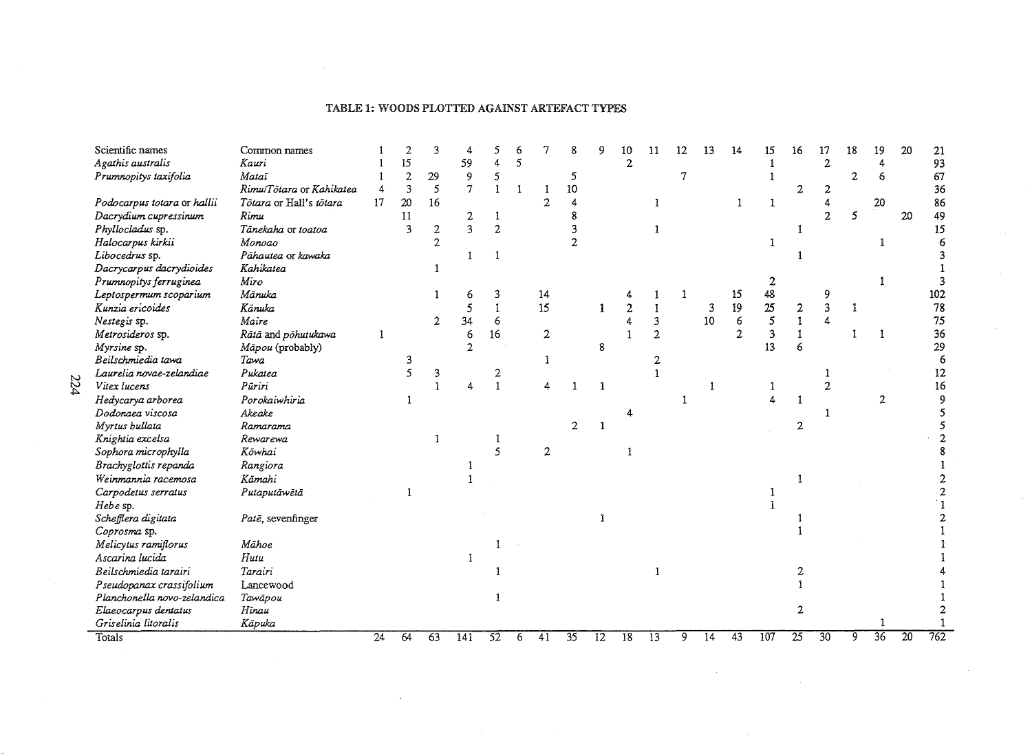TABLE 1: WOODS PLOTTED AGAINST ARTEFACT TYPES

| Scientific names | Common names | 1 | 2 | 3 | 4 | 5 | 6 | 7 | 8 | 9 | 10 | 11 | 12 | 13 | 14 | 15 | 16 | 17 | 18 | 19 | 20 | 21 |
|---|---|---|---|---|---|---|---|---|---|---|---|---|---|---|---|---|---|---|---|---|---|---|
| *Agathis australis* | *Kauri* | 1 | 15 | | 59 | 4 | 5 | | | | 2 | | | | | 1 | | 2 | | 4 | | 93 |
| *Prumnopitys taxifolia* | *Mataī* | 1 | 2 | 29 | 9 | 5 | | | 5 | | | | 7 | | | 1 | | | 2 | 6 | | 67 |
| | *Rimu/Tōtara* or *Kahikatea* | 4 | 3 | 5 | 7 | 1 | 1 | 1 | 10 | | | | | | | | 2 | 2 | | | | 36 |
| *Podocarpus totara* or *hallii* | *Tōtara* or Hall's *tōtara* | 17 | 20 | 16 | | | | 2 | 4 | | | 1 | | | 1 | 1 | | 4 | | 20 | | 86 |
| *Dacrydium cupressinum* | *Rimu* | | 11 | | 2 | 1 | | | 8 | | | | | | | | | 2 | 5 | | 20 | 49 |
| *Phyllocladus* sp. | *Tānekaha* or *toatoa* | | 3 | 2 | 3 | 2 | | | 3 | | | 1 | | | | | 1 | | | | | 15 |
| *Halocarpus kirkii* | *Monoao* | | | 2 | | | | | 2 | | | | | | | 1 | | | | 1 | | 6 |
| *Libocedrus* sp. | *Pāhautea* or *kawaka* | | | | 1 | 1 | | | | | | | | | | | 1 | | | | | 3 |
| *Dacrycarpus dacrydioides* | *Kahikatea* | | | 1 | | | | | | | | | | | | | | | | | | 1 |
| *Prumnopitys ferruginea* | *Miro* | | | | | | | | | | | | | | | 2 | | | | 1 | | 3 |
| *Leptospermum scoparium* | *Mānuka* | | | 1 | 6 | 3 | | 14 | | | 4 | 1 | 1 | | 15 | 48 | | 9 | | | | 102 |
| *Kunzia ericoides* | *Kānuka* | | | | 5 | 1 | | 15 | | 1 | 2 | 1 | | 3 | 19 | 25 | 2 | 3 | 1 | | | 78 |
| *Nestegis* sp. | *Maire* | | | 2 | 34 | 6 | | | | | 4 | 3 | | 10 | 6 | 5 | 1 | 4 | | | | 75 |
| *Metrosideros* sp. | *Rātā* and *pōhutukawa* | 1 | | | 6 | 16 | | 2 | | | 1 | 2 | | | 2 | 3 | 1 | | 1 | 1 | | 36 |
| *Myrsine* sp. | *Māpou* (probably) | | | | 2 | | | | | 8 | | | | | | 13 | 6 | | | | | 29 |
| *Beilschmiedia tawa* | *Tawa* | | 3 | | | | | 1 | | | | 2 | | | | | | | | | | 6 |
| *Laurelia novae-zelandiae* | *Pukatea* | | 5 | 3 | | 2 | | | | | | 1 | | | | | | 1 | | | | 12 |
| *Vitex lucens* | *Pūriri* | | | 1 | 4 | 1 | | 4 | 1 | 1 | | | | 1 | | 1 | | 2 | | | | 16 |
| *Hedycarya arborea* | *Porokaiwhiria* | | 1 | | | | | | | | | | 1 | | | 4 | 1 | | | 2 | | 9 |
| *Dodonaea viscosa* | *Akeake* | | | | | | | | | | 4 | | | | | | | 1 | | | | 5 |
| *Myrtus bullata* | *Ramarama* | | | | | | | | 2 | 1 | | | | | | | 2 | | | | | 5 |
| *Knightia excelsa* | *Rewarewa* | | | 1 | | 1 | | | | | | | | | | | | | | | | 2 |
| *Sophora microphylla* | *Kōwhai* | | | | | 5 | | 2 | | | 1 | | | | | | | | | | | 8 |
| *Brachyglottis repanda* | *Rangiora* | | | | 1 | | | | | | | | | | | | | | | | | 1 |
| *Weinmannia racemosa* | *Kāmahi* | | | | 1 | | | | | | | | | | | | 1 | | | | | 2 |
| *Carpodetus serratus* | *Putaputāwētā* | | 1 | | | | | | | | | | | | | 1 | | | | | | 2 |
| *Hebe* sp. | | | | | | | | | | | | | | | | 1 | | | | | | 1 |
| *Schefflera digitata* | *Patē*, sevenfinger | | | | | | | | | 1 | | | | | | | 1 | | | | | 2 |
| *Coprosma* sp. | | | | | | | | | | | | | | | | | 1 | | | | | 1 |
| *Melicytus ramiflorus* | *Māhoe* | | | | | 1 | | | | | | | | | | | | | | | | 1 |
| *Ascarina lucida* | *Hutu* | | | | 1 | | | | | | | | | | | | | | | | | 1 |
| *Beilschmiedia tarairi* | *Tarairi* | | | | | 1 | | | | | | 1 | | | | | 2 | | | | | 4 |
| *Pseudopanax crassifolium* | Lancewood | | | | | | | | | | | | | | | | 1 | | | | | 1 |
| *Planchonella novo-zelandica* | *Tawāpou* | | | | | 1 | | | | | | | | | | | | | | | | 1 |
| *Elaeocarpus dentatus* | *Hīnau* | | | | | | | | | | | | | | | | 2 | | | | | 2 |
| *Griselinia litoralis* | *Kāpuka* | | | | | | | | | | | | | | | | | | | 1 | | 1 |
| Totals | | 24 | 64 | 63 | 141 | 52 | 6 | 41 | 35 | 12 | 18 | 13 | 9 | 14 | 43 | 107 | 25 | 30 | 9 | 36 | 20 | 762 |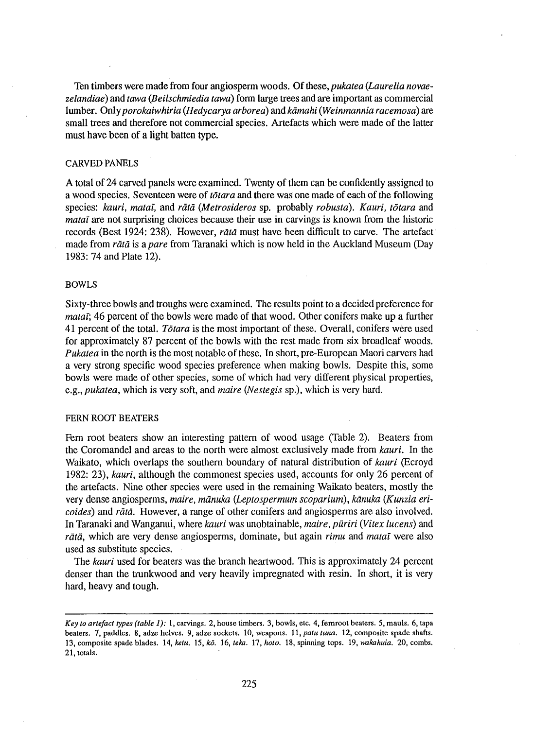Ten timbers were made from four angiosperm woods. Of these, *pukatea* (*Laurelia novae-zelandiae*) and *tawa* (*Beilschmiedia tawa*) form large trees and are important as commercial lumber. Only *porokaiwhiria* (*Hedycarya arborea*) and *kāmahi* (*Weinmannia racemosa*) are small trees and therefore not commercial species. Artefacts which were made of the latter must have been of a light batten type.

## CARVED PANELS

A total of 24 carved panels were examined. Twenty of them can be confidently assigned to a wood species. Seventeen were of *tōtara* and there was one made of each of the following species: *kauri*, *mataī*, and *rātā* (*Metrosideros* sp. probably *robusta*). *Kauri*, *tōtara* and *mataī* are not surprising choices because their use in carvings is known from the historic records (Best 1924: 238). However, *rātā* must have been difficult to carve. The artefact made from *rātā* is a *pare* from Taranaki which is now held in the Auckland Museum (Day 1983: 74 and Plate 12).

## BOWLS

Sixty-three bowls and troughs were examined. The results point to a decided preference for *mataī*; 46 percent of the bowls were made of that wood. Other conifers make up a further 41 percent of the total. *Tōtara* is the most important of these. Overall, conifers were used for approximately 87 percent of the bowls with the rest made from six broadleaf woods. *Pukatea* in the north is the most notable of these. In short, pre-European Maori carvers had a very strong specific wood species preference when making bowls. Despite this, some bowls were made of other species, some of which had very different physical properties, e.g., *pukatea*, which is very soft, and *maire* (*Nestegis* sp.), which is very hard.

## FERN ROOT BEATERS

Fern root beaters show an interesting pattern of wood usage (Table 2). Beaters from the Coromandel and areas to the north were almost exclusively made from *kauri*. In the Waikato, which overlaps the southern boundary of natural distribution of *kauri* (Ecroyd 1982: 23), *kauri*, although the commonest species used, accounts for only 26 percent of the artefacts. Nine other species were used in the remaining Waikato beaters, mostly the very dense angiosperms, *maire*, *mānuka* (*Leptospermum scoparium*), *kānuka* (*Kunzia ericoides*) and *rātā*. However, a range of other conifers and angiosperms are also involved. In Taranaki and Wanganui, where *kauri* was unobtainable, *maire*, *pūriri* (*Vitex lucens*) and *rātā*, which are very dense angiosperms, dominate, but again *rimu* and *mataī* were also used as substitute species.

The *kauri* used for beaters was the branch heartwood. This is approximately 24 percent denser than the trunkwood and very heavily impregnated with resin. In short, it is very hard, heavy and tough.

---

*Key to artefact types (table 1):* 1, carvings. 2, house timbers. 3, bowls, etc. 4, fernroot beaters. 5, mauls. 6, tapa beaters. 7, paddles. 8, adze helves. 9, adze sockets. 10, weapons. 11, *patu tuna*. 12, composite spade shafts. 13, composite spade blades. 14, *ketu*. 15, *kō*. 16, *teka*. 17, *hoto*. 18, spinning tops. 19, *wakahuia*. 20, combs. 21, totals.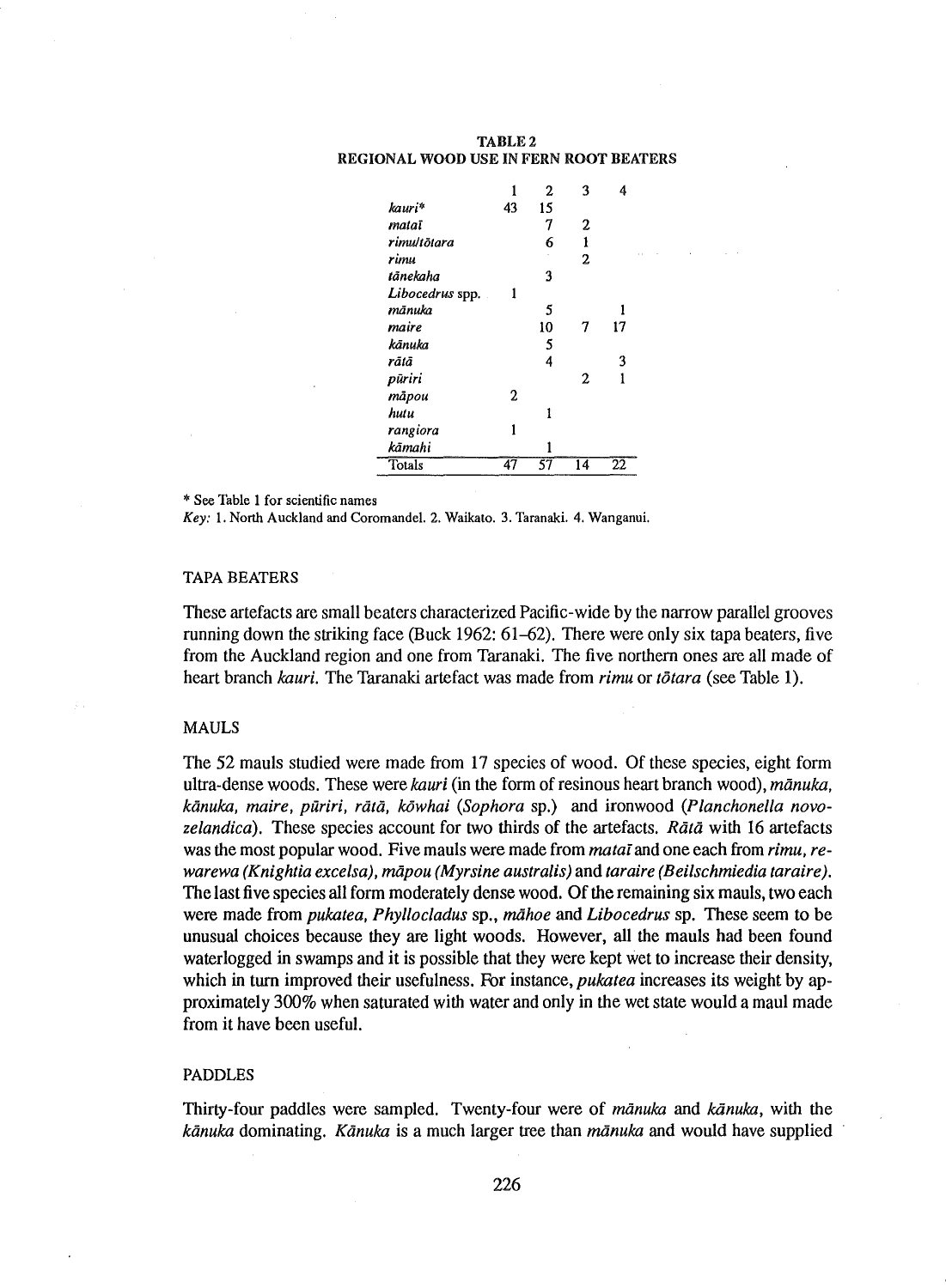**TABLE 2**
**REGIONAL WOOD USE IN FERN ROOT BEATERS**

| | 1 | 2 | 3 | 4 |
|---|---|---|---|---|
| *kauri** | 43 | 15 | | |
| *mataī* | | 7 | 2 | |
| *rimu/tōtara* | | 6 | 1 | |
| *rimu* | | | 2 | |
| *tānekaha* | | 3 | | |
| *Libocedrus* spp. | 1 | | | |
| *mānuka* | | 5 | | 1 |
| *maire* | | 10 | 7 | 17 |
| *kānuka* | | 5 | | |
| *rātā* | | 4 | | 3 |
| *pūriri* | | | 2 | 1 |
| *māpou* | 2 | | | |
| *hutu* | | 1 | | |
| *rangiora* | 1 | | | |
| *kāmahi* | | 1 | | |
| Totals | 47 | 57 | 14 | 22 |

\* See Table 1 for scientific names

*Key:* 1. North Auckland and Coromandel. 2. Waikato. 3. Taranaki. 4. Wanganui.

## TAPA BEATERS

These artefacts are small beaters characterized Pacific-wide by the narrow parallel grooves running down the striking face (Buck 1962: 61–62). There were only six tapa beaters, five from the Auckland region and one from Taranaki. The five northern ones are all made of heart branch *kauri*. The Taranaki artefact was made from *rimu* or *tōtara* (see Table 1).

## MAULS

The 52 mauls studied were made from 17 species of wood. Of these species, eight form ultra-dense woods. These were *kauri* (in the form of resinous heart branch wood), *mānuka, kānuka, maire, pūriri, rātā, kōwhai* (*Sophora* sp.) and ironwood (*Planchonella novo-zelandica*). These species account for two thirds of the artefacts. *Rātā* with 16 artefacts was the most popular wood. Five mauls were made from *mataī* and one each from *rimu, rewarewa (Knightia excelsa), māpou (Myrsine australis)* and *taraire (Beilschmiedia taraire)*. The last five species all form moderately dense wood. Of the remaining six mauls, two each were made from *pukatea*, *Phyllocladus* sp., *māhoe* and *Libocedrus* sp. These seem to be unusual choices because they are light woods. However, all the mauls had been found waterlogged in swamps and it is possible that they were kept wet to increase their density, which in turn improved their usefulness. For instance, *pukatea* increases its weight by approximately 300% when saturated with water and only in the wet state would a maul made from it have been useful.

## PADDLES

Thirty-four paddles were sampled. Twenty-four were of *mānuka* and *kānuka*, with the *kānuka* dominating. *Kānuka* is a much larger tree than *mānuka* and would have supplied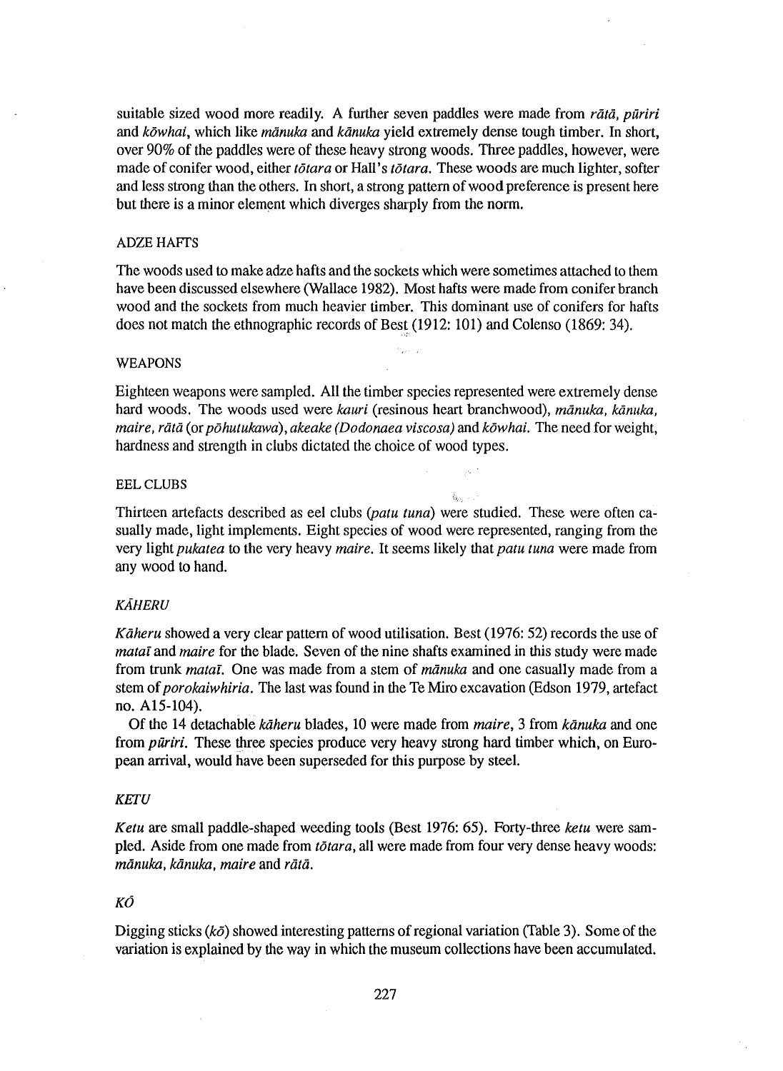suitable sized wood more readily. A further seven paddles were made from *rātā*, *pūriri* and *kōwhai*, which like *mānuka* and *kānuka* yield extremely dense tough timber. In short, over 90% of the paddles were of these heavy strong woods. Three paddles, however, were made of conifer wood, either *tōtara* or Hall's *tōtara*. These woods are much lighter, softer and less strong than the others. In short, a strong pattern of wood preference is present here but there is a minor element which diverges sharply from the norm.

## ADZE HAFTS

The woods used to make adze hafts and the sockets which were sometimes attached to them have been discussed elsewhere (Wallace 1982). Most hafts were made from conifer branch wood and the sockets from much heavier timber. This dominant use of conifers for hafts does not match the ethnographic records of Best (1912: 101) and Colenso (1869: 34).

## WEAPONS

Eighteen weapons were sampled. All the timber species represented were extremely dense hard woods. The woods used were *kauri* (resinous heart branchwood), *mānuka, kānuka, maire, rātā* (or *pōhutukawa*), *akeake (Dodonaea viscosa)* and *kōwhai*. The need for weight, hardness and strength in clubs dictated the choice of wood types.

## EEL CLUBS

Thirteen artefacts described as eel clubs (*patu tuna*) were studied. These were often casually made, light implements. Eight species of wood were represented, ranging from the very light *pukatea* to the very heavy *maire*. It seems likely that *patu tuna* were made from any wood to hand.

## *KĀHERU*

*Kāheru* showed a very clear pattern of wood utilisation. Best (1976: 52) records the use of *matai* and *maire* for the blade. Seven of the nine shafts examined in this study were made from trunk *matai*. One was made from a stem of *mānuka* and one casually made from a stem of *porokaiwhiria*. The last was found in the Te Miro excavation (Edson 1979, artefact no. A15-104).

Of the 14 detachable *kāheru* blades, 10 were made from *maire*, 3 from *kānuka* and one from *pūriri*. These three species produce very heavy strong hard timber which, on European arrival, would have been superseded for this purpose by steel.

## *KETU*

*Ketu* are small paddle-shaped weeding tools (Best 1976: 65). Forty-three *ketu* were sampled. Aside from one made from *tōtara*, all were made from four very dense heavy woods: *mānuka, kānuka, maire* and *rātā*.

## *KŌ*

Digging sticks (*kō*) showed interesting patterns of regional variation (Table 3). Some of the variation is explained by the way in which the museum collections have been accumulated.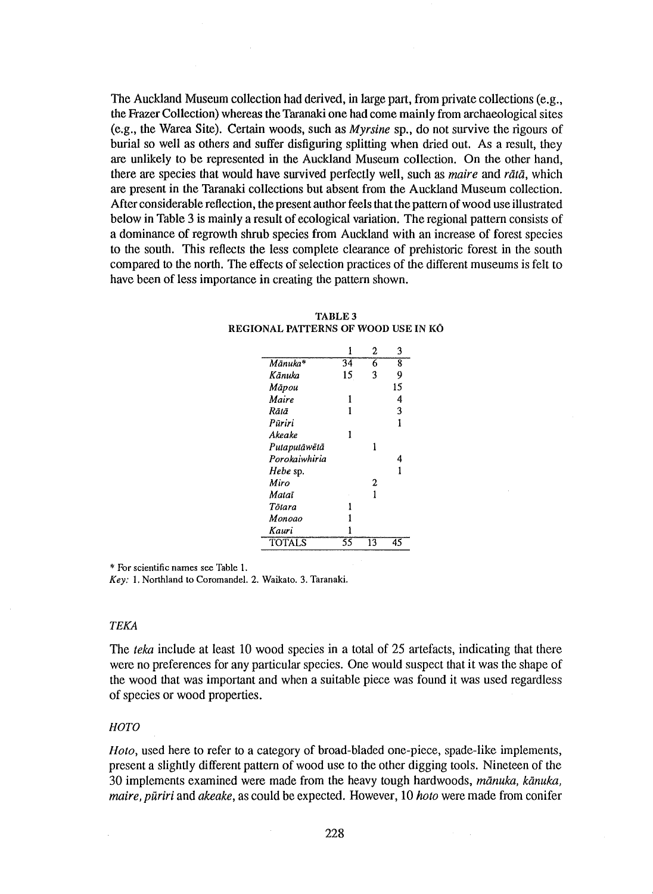The Auckland Museum collection had derived, in large part, from private collections (e.g., the Frazer Collection) whereas the Taranaki one had come mainly from archaeological sites (e.g., the Warea Site). Certain woods, such as *Myrsine* sp., do not survive the rigours of burial so well as others and suffer disfiguring splitting when dried out. As a result, they are unlikely to be represented in the Auckland Museum collection. On the other hand, there are species that would have survived perfectly well, such as *maire* and *rātā*, which are present in the Taranaki collections but absent from the Auckland Museum collection. After considerable reflection, the present author feels that the pattern of wood use illustrated below in Table 3 is mainly a result of ecological variation. The regional pattern consists of a dominance of regrowth shrub species from Auckland with an increase of forest species to the south. This reflects the less complete clearance of prehistoric forest in the south compared to the north. The effects of selection practices of the different museums is felt to have been of less importance in creating the pattern shown.

**TABLE 3**
**REGIONAL PATTERNS OF WOOD USE IN KŌ**

| | 1 | 2 | 3 |
|---|---|---|---|
| *Mānuka** | 34 | 6 | 8 |
| *Kānuka* | 15 | 3 | 9 |
| *Māpou* | | | 15 |
| *Maire* | 1 | | 4 |
| *Rātā* | 1 | | 3 |
| *Pūriri* | | | 1 |
| *Akeake* | 1 | | |
| *Putaputāwētā* | | 1 | |
| *Porokaiwhiria* | | | 4 |
| *Hebe* sp. | | | 1 |
| *Miro* | | 2 | |
| *Mataī* | | 1 | |
| *Tōtara* | 1 | | |
| *Monoao* | 1 | | |
| *Kauri* | 1 | | |
| TOTALS | 55 | 13 | 45 |

\* For scientific names see Table 1.
*Key:* 1. Northland to Coromandel. 2. Waikato. 3. Taranaki.

### *TEKA*

The *teka* include at least 10 wood species in a total of 25 artefacts, indicating that there were no preferences for any particular species. One would suspect that it was the shape of the wood that was important and when a suitable piece was found it was used regardless of species or wood properties.

### *HOTO*

*Hoto*, used here to refer to a category of broad-bladed one-piece, spade-like implements, present a slightly different pattern of wood use to the other digging tools. Nineteen of the 30 implements examined were made from the heavy tough hardwoods, *mānuka, kānuka, maire, pūriri* and *akeake*, as could be expected. However, 10 *hoto* were made from conifer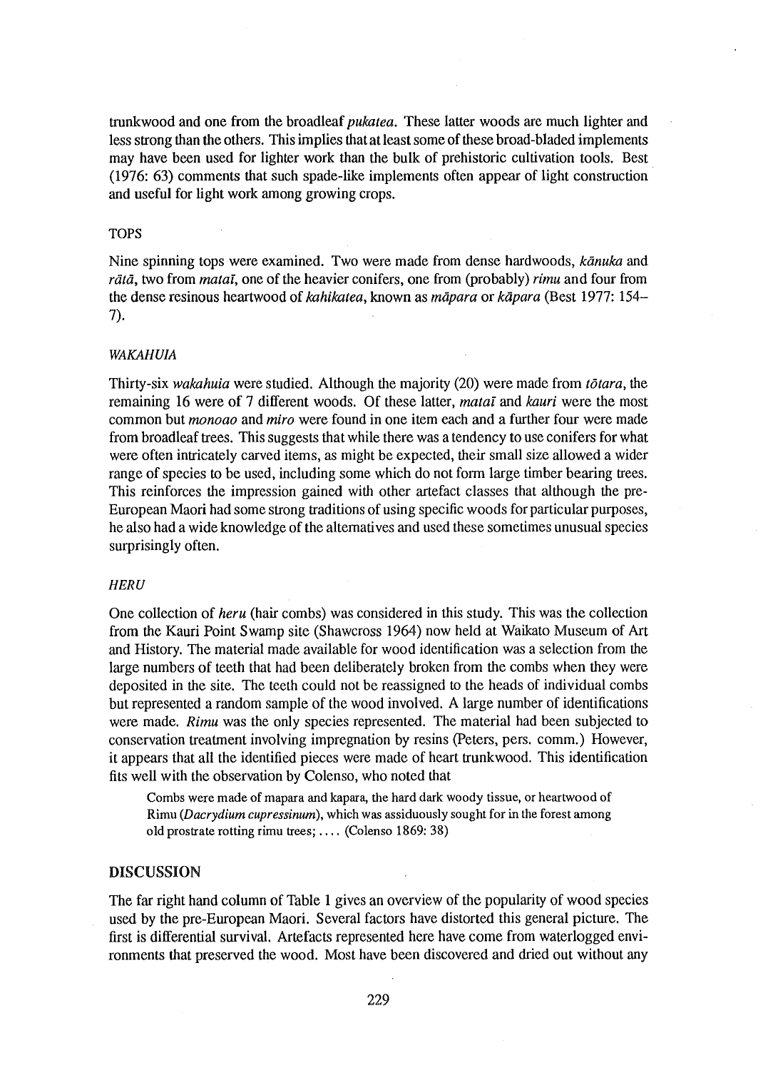trunkwood and one from the broadleaf *pukatea*. These latter woods are much lighter and less strong than the others. This implies that at least some of these broad-bladed implements may have been used for lighter work than the bulk of prehistoric cultivation tools. Best (1976: 63) comments that such spade-like implements often appear of light construction and useful for light work among growing crops.

### TOPS

Nine spinning tops were examined. Two were made from dense hardwoods, *kānuka* and *rātā*, two from *mataī*, one of the heavier conifers, one from (probably) *rimu* and four from the dense resinous heartwood of *kahikatea*, known as *māpara* or *kāpara* (Best 1977: 154–7).

### *WAKAHUIA*

Thirty-six *wakahuia* were studied. Although the majority (20) were made from *tōtara*, the remaining 16 were of 7 different woods. Of these latter, *mataī* and *kauri* were the most common but *monoao* and *miro* were found in one item each and a further four were made from broadleaf trees. This suggests that while there was a tendency to use conifers for what were often intricately carved items, as might be expected, their small size allowed a wider range of species to be used, including some which do not form large timber bearing trees. This reinforces the impression gained with other artefact classes that although the pre-European Maori had some strong traditions of using specific woods for particular purposes, he also had a wide knowledge of the alternatives and used these sometimes unusual species surprisingly often.

### *HERU*

One collection of *heru* (hair combs) was considered in this study. This was the collection from the Kauri Point Swamp site (Shawcross 1964) now held at Waikato Museum of Art and History. The material made available for wood identification was a selection from the large numbers of teeth that had been deliberately broken from the combs when they were deposited in the site. The teeth could not be reassigned to the heads of individual combs but represented a random sample of the wood involved. A large number of identifications were made. *Rimu* was the only species represented. The material had been subjected to conservation treatment involving impregnation by resins (Peters, pers. comm.) However, it appears that all the identified pieces were made of heart trunkwood. This identification fits well with the observation by Colenso, who noted that

> Combs were made of mapara and kapara, the hard dark woody tissue, or heartwood of Rimu (*Dacrydium cupressinum*), which was assiduously sought for in the forest among old prostrate rotting rimu trees; .... (Colenso 1869: 38)

## DISCUSSION

The far right hand column of Table 1 gives an overview of the popularity of wood species used by the pre-European Maori. Several factors have distorted this general picture. The first is differential survival. Artefacts represented here have come from waterlogged environments that preserved the wood. Most have been discovered and dried out without any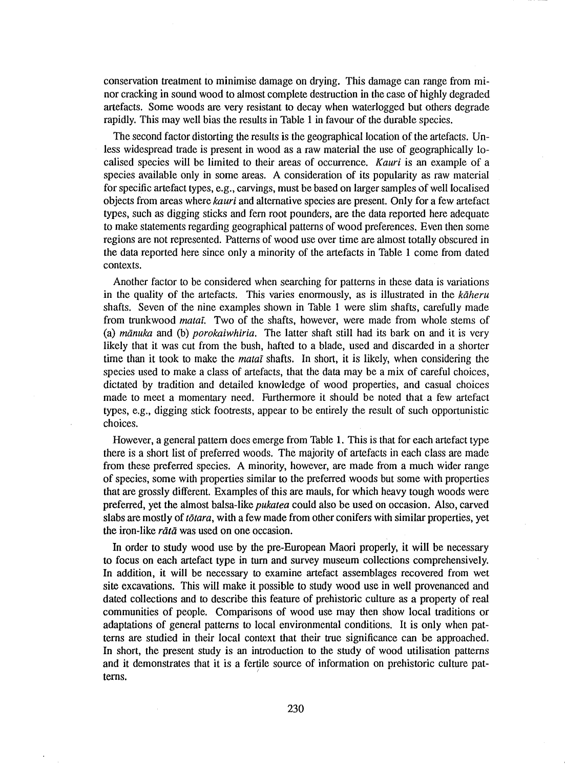conservation treatment to minimise damage on drying. This damage can range from minor cracking in sound wood to almost complete destruction in the case of highly degraded artefacts. Some woods are very resistant to decay when waterlogged but others degrade rapidly. This may well bias the results in Table 1 in favour of the durable species.

The second factor distorting the results is the geographical location of the artefacts. Unless widespread trade is present in wood as a raw material the use of geographically localised species will be limited to their areas of occurrence. *Kauri* is an example of a species available only in some areas. A consideration of its popularity as raw material for specific artefact types, e.g., carvings, must be based on larger samples of well localised objects from areas where *kauri* and alternative species are present. Only for a few artefact types, such as digging sticks and fern root pounders, are the data reported here adequate to make statements regarding geographical patterns of wood preferences. Even then some regions are not represented. Patterns of wood use over time are almost totally obscured in the data reported here since only a minority of the artefacts in Table 1 come from dated contexts.

Another factor to be considered when searching for patterns in these data is variations in the quality of the artefacts. This varies enormously, as is illustrated in the *kāheru* shafts. Seven of the nine examples shown in Table 1 were slim shafts, carefully made from trunkwood *mataī*. Two of the shafts, however, were made from whole stems of (a) *mānuka* and (b) *porokaiwhiria*. The latter shaft still had its bark on and it is very likely that it was cut from the bush, hafted to a blade, used and discarded in a shorter time than it took to make the *mataī* shafts. In short, it is likely, when considering the species used to make a class of artefacts, that the data may be a mix of careful choices, dictated by tradition and detailed knowledge of wood properties, and casual choices made to meet a momentary need. Furthermore it should be noted that a few artefact types, e.g., digging stick footrests, appear to be entirely the result of such opportunistic choices.

However, a general pattern does emerge from Table 1. This is that for each artefact type there is a short list of preferred woods. The majority of artefacts in each class are made from these preferred species. A minority, however, are made from a much wider range of species, some with properties similar to the preferred woods but some with properties that are grossly different. Examples of this are mauls, for which heavy tough woods were preferred, yet the almost balsa-like *pukatea* could also be used on occasion. Also, carved slabs are mostly of *tōtara*, with a few made from other conifers with similar properties, yet the iron-like *rātā* was used on one occasion.

In order to study wood use by the pre-European Maori properly, it will be necessary to focus on each artefact type in turn and survey museum collections comprehensively. In addition, it will be necessary to examine artefact assemblages recovered from wet site excavations. This will make it possible to study wood use in well provenanced and dated collections and to describe this feature of prehistoric culture as a property of real communities of people. Comparisons of wood use may then show local traditions or adaptations of general patterns to local environmental conditions. It is only when patterns are studied in their local context that their true significance can be approached. In short, the present study is an introduction to the study of wood utilisation patterns and it demonstrates that it is a fertile source of information on prehistoric culture patterns.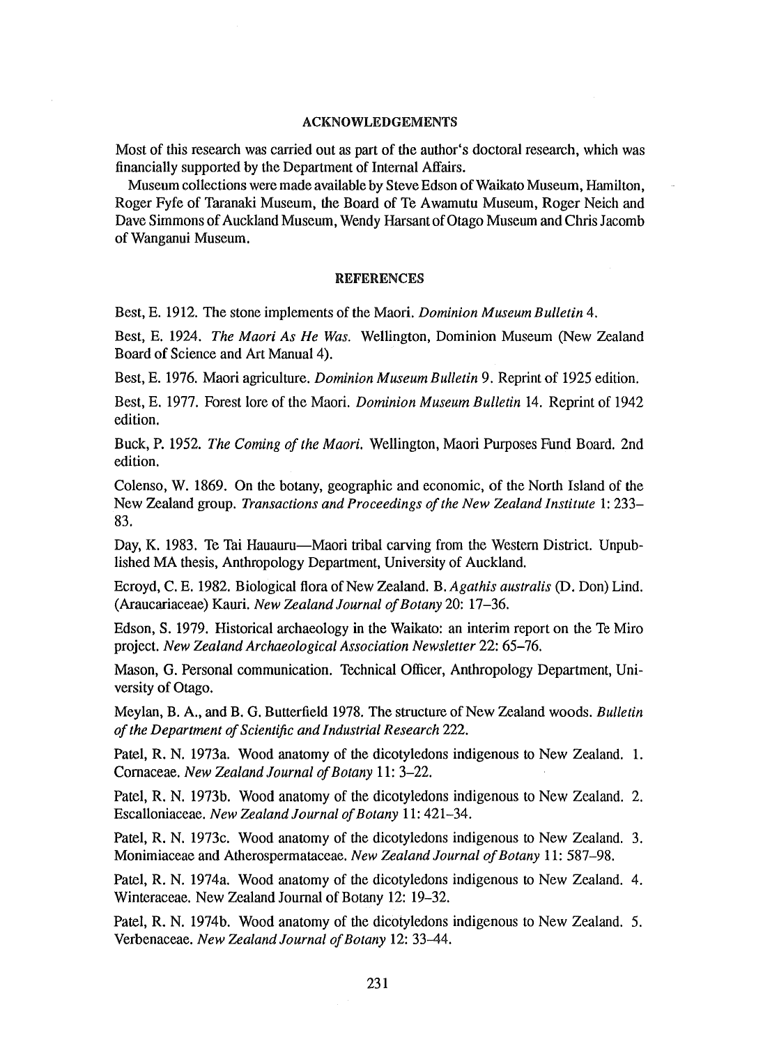## ACKNOWLEDGEMENTS

Most of this research was carried out as part of the author's doctoral research, which was financially supported by the Department of Internal Affairs.

Museum collections were made available by Steve Edson of Waikato Museum, Hamilton, Roger Fyfe of Taranaki Museum, the Board of Te Awamutu Museum, Roger Neich and Dave Simmons of Auckland Museum, Wendy Harsant of Otago Museum and Chris Jacomb of Wanganui Museum.

## REFERENCES

Best, E. 1912. The stone implements of the Maori. *Dominion Museum Bulletin* 4.

Best, E. 1924. *The Maori As He Was.* Wellington, Dominion Museum (New Zealand Board of Science and Art Manual 4).

Best, E. 1976. Maori agriculture. *Dominion Museum Bulletin* 9. Reprint of 1925 edition.

Best, E. 1977. Forest lore of the Maori. *Dominion Museum Bulletin* 14. Reprint of 1942 edition.

Buck, P. 1952. *The Coming of the Maori.* Wellington, Maori Purposes Fund Board. 2nd edition.

Colenso, W. 1869. On the botany, geographic and economic, of the North Island of the New Zealand group. *Transactions and Proceedings of the New Zealand Institute* 1: 233–83.

Day, K. 1983. Te Tai Hauauru—Maori tribal carving from the Western District. Unpublished MA thesis, Anthropology Department, University of Auckland.

Ecroyd, C. E. 1982. Biological flora of New Zealand. B. *Agathis australis* (D. Don) Lind. (Araucariaceae) Kauri. *New Zealand Journal of Botany* 20: 17–36.

Edson, S. 1979. Historical archaeology in the Waikato: an interim report on the Te Miro project. *New Zealand Archaeological Association Newsletter* 22: 65–76.

Mason, G. Personal communication. Technical Officer, Anthropology Department, University of Otago.

Meylan, B. A., and B. G. Butterfield 1978. The structure of New Zealand woods. *Bulletin of the Department of Scientific and Industrial Research* 222.

Patel, R. N. 1973a. Wood anatomy of the dicotyledons indigenous to New Zealand. 1. Cornaceae. *New Zealand Journal of Botany* 11: 3–22.

Patel, R. N. 1973b. Wood anatomy of the dicotyledons indigenous to New Zealand. 2. Escalloniaceae. *New Zealand Journal of Botany* 11: 421–34.

Patel, R. N. 1973c. Wood anatomy of the dicotyledons indigenous to New Zealand. 3. Monimiaceae and Atherospermataceae. *New Zealand Journal of Botany* 11: 587–98.

Patel, R. N. 1974a. Wood anatomy of the dicotyledons indigenous to New Zealand. 4. Winteraceae. New Zealand Journal of Botany 12: 19–32.

Patel, R. N. 1974b. Wood anatomy of the dicotyledons indigenous to New Zealand. 5. Verbenaceae. *New Zealand Journal of Botany* 12: 33–44.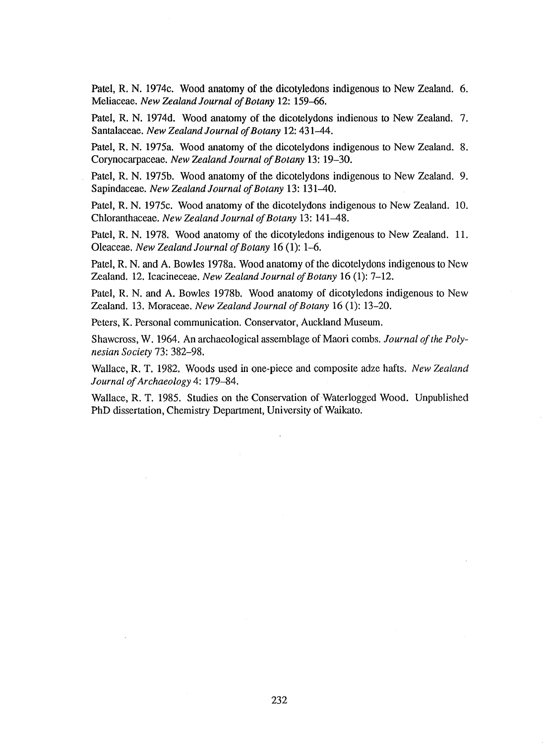Patel, R. N. 1974c. Wood anatomy of the dicotyledons indigenous to New Zealand. 6. Meliaceae. *New Zealand Journal of Botany* 12: 159–66.

Patel, R. N. 1974d. Wood anatomy of the dicotelydons indienous to New Zealand. 7. Santalaceae. *New Zealand Journal of Botany* 12: 431–44.

Patel, R. N. 1975a. Wood anatomy of the dicotelydons indigenous to New Zealand. 8. Corynocarpaceae. *New Zealand Journal of Botany* 13: 19–30.

Patel, R. N. 1975b. Wood anatomy of the dicotelydons indigenous to New Zealand. 9. Sapindaceae. *New Zealand Journal of Botany* 13: 131–40.

Patel, R. N. 1975c. Wood anatomy of the dicotelydons indigenous to New Zealand. 10. Chloranthaceae. *New Zealand Journal of Botany* 13: 141–48.

Patel, R. N. 1978. Wood anatomy of the dicotyledons indigenous to New Zealand. 11. Oleaceae. *New Zealand Journal of Botany* 16 (1): 1–6.

Patel, R. N. and A. Bowles 1978a. Wood anatomy of the dicotelydons indigenous to New Zealand. 12. Icacineceae. *New Zealand Journal of Botany* 16 (1): 7–12.

Patel, R. N. and A. Bowles 1978b. Wood anatomy of dicotyledons indigenous to New Zealand. 13. Moraceae. *New Zealand Journal of Botany* 16 (1): 13–20.

Peters, K. Personal communication. Conservator, Auckland Museum.

Shawcross, W. 1964. An archaeological assemblage of Maori combs. *Journal of the Polynesian Society* 73: 382–98.

Wallace, R. T. 1982. Woods used in one-piece and composite adze hafts. *New Zealand Journal of Archaeology* 4: 179–84.

Wallace, R. T. 1985. Studies on the Conservation of Waterlogged Wood. Unpublished PhD dissertation, Chemistry Department, University of Waikato.